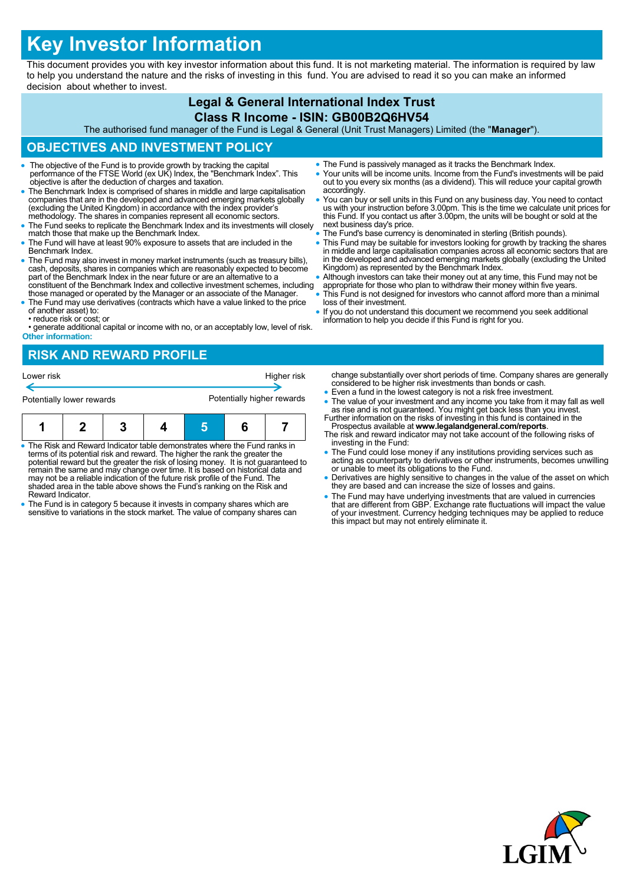# Key Investor Information

This document provides you with key investor information about this fund. It is not marketing material. The information is required by law to help you understand the nature and the risks of investing in this fund. You are advised to read it so you can make an informed decision about whether to invest.

**Legal & General International Index Trust**
**Class R Income - ISIN: GB00B2Q6HV54**

The authorised fund manager of the Fund is Legal & General (Unit Trust Managers) Limited (the "**Manager**").

## OBJECTIVES AND INVESTMENT POLICY

- The objective of the Fund is to provide growth by tracking the capital performance of the FTSE World (ex UK) Index, the "Benchmark Index". This objective is after the deduction of charges and taxation.
- The Benchmark Index is comprised of shares in middle and large capitalisation companies that are in the developed and advanced emerging markets globally (excluding the United Kingdom) in accordance with the index provider's methodology. The shares in companies represent all economic sectors.
- The Fund seeks to replicate the Benchmark Index and its investments will closely match those that make up the Benchmark Index.
- The Fund will have at least 90% exposure to assets that are included in the Benchmark Index.
- The Fund may also invest in money market instruments (such as treasury bills), cash, deposits, shares in companies which are reasonably expected to become part of the Benchmark Index in the near future or are an alternative to a constituent of the Benchmark Index and collective investment schemes, including those managed or operated by the Manager or an associate of the Manager.
- The Fund may use derivatives (contracts which have a value linked to the price of another asset) to:
  - • reduce risk or cost; or
  - • generate additional capital or income with no, or an acceptably low, level of risk.

**Other information:**

- The Fund is passively managed as it tracks the Benchmark Index.
- Your units will be income units. Income from the Fund's investments will be paid out to you every six months (as a dividend). This will reduce your capital growth accordingly.
- You can buy or sell units in this Fund on any business day. You need to contact us with your instruction before 3.00pm. This is the time we calculate unit prices for this Fund. If you contact us after 3.00pm, the units will be bought or sold at the next business day's price.
- The Fund's base currency is denominated in sterling (British pounds).
- This Fund may be suitable for investors looking for growth by tracking the shares in middle and large capitalisation companies across all economic sectors that are in the developed and advanced emerging markets globally (excluding the United Kingdom) as represented by the Benchmark Index.
- Although investors can take their money out at any time, this Fund may not be appropriate for those who plan to withdraw their money within five years.
- This Fund is not designed for investors who cannot afford more than a minimal loss of their investment.
- If you do not understand this document we recommend you seek additional information to help you decide if this Fund is right for you.

## RISK AND REWARD PROFILE

Lower risk ← → Higher risk

Potentially lower rewards — Potentially higher rewards

| 1 | 2 | 3 | 4 | **5** | 6 | 7 |
|---|---|---|---|---|---|---|

- The Risk and Reward Indicator table demonstrates where the Fund ranks in terms of its potential risk and reward. The higher the rank the greater the potential reward but the greater the risk of losing money. It is not guaranteed to remain the same and may change over time. It is based on historical data and may not be a reliable indication of the future risk profile of the Fund. The shaded area in the table above shows the Fund's ranking on the Risk and Reward Indicator.
- The Fund is in category 5 because it invests in company shares which are sensitive to variations in the stock market. The value of company shares can change substantially over short periods of time. Company shares are generally considered to be higher risk investments than bonds or cash.
- Even a fund in the lowest category is not a risk free investment.
- The value of your investment and any income you take from it may fall as well as rise and is not guaranteed. You might get back less than you invest.

Further information on the risks of investing in this fund is contained in the Prospectus available at **www.legalandgeneral.com/reports**.

The risk and reward indicator may not take account of the following risks of investing in the Fund:

- The Fund could lose money if any institutions providing services such as acting as counterparty to derivatives or other instruments, becomes unwilling or unable to meet its obligations to the Fund.
- Derivatives are highly sensitive to changes in the value of the asset on which they are based and can increase the size of losses and gains.
- The Fund may have underlying investments that are valued in currencies that are different from GBP. Exchange rate fluctuations will impact the value of your investment. Currency hedging techniques may be applied to reduce this impact but may not entirely eliminate it.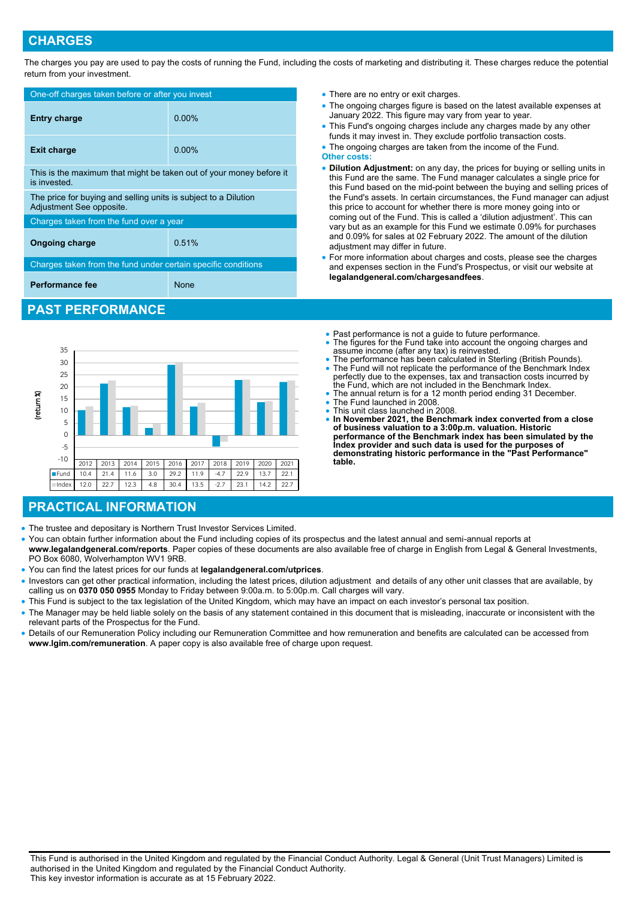## CHARGES

The charges you pay are used to pay the costs of running the Fund, including the costs of marketing and distributing it. These charges reduce the potential return from your investment.

| One-off charges taken before or after you invest | |
|---|---|
| **Entry charge** | 0.00% |
| **Exit charge** | 0.00% |
| This is the maximum that might be taken out of your money before it is invested. | |
| The price for buying and selling units is subject to a Dilution Adjustment See opposite. | |
| Charges taken from the fund over a year | |
| **Ongoing charge** | 0.51% |
| Charges taken from the fund under certain specific conditions | |
| **Performance fee** | None |

- There are no entry or exit charges.
- The ongoing charges figure is based on the latest available expenses at January 2022. This figure may vary from year to year.
- This Fund's ongoing charges include any charges made by any other funds it may invest in. They exclude portfolio transaction costs.
- The ongoing charges are taken from the income of the Fund.

**Other costs:**

- **Dilution Adjustment:** on any day, the prices for buying or selling units in this Fund are the same. The Fund manager calculates a single price for this Fund based on the mid-point between the buying and selling prices of the Fund's assets. In certain circumstances, the Fund manager can adjust this price to account for whether there is more money going into or coming out of the Fund. This is called a 'dilution adjustment'. This can vary but as an example for this Fund we estimate 0.09% for purchases and 0.09% for sales at 02 February 2022. The amount of the dilution adjustment may differ in future.
- For more information about charges and costs, please see the charges and expenses section in the Fund's Prospectus, or visit our website at **legalandgeneral.com/chargesandfees**.

## PAST PERFORMANCE

(return %)

35
30
25
20
15
10
5
0
-5
-10

| | 2012 | 2013 | 2014 | 2015 | 2016 | 2017 | 2018 | 2019 | 2020 | 2021 |
|---|---|---|---|---|---|---|---|---|---|---|
| Fund | 10.4 | 21.4 | 11.6 | 3.0 | 29.2 | 11.9 | -4.7 | 22.9 | 13.7 | 22.1 |
| Index | 12.0 | 22.7 | 12.3 | 4.8 | 30.4 | 13.5 | -2.7 | 23.1 | 14.2 | 22.7 |

- Past performance is not a guide to future performance.
- The figures for the Fund take into account the ongoing charges and assume income (after any tax) is reinvested.
- The performance has been calculated in Sterling (British Pounds).
- The Fund will not replicate the performance of the Benchmark Index perfectly due to the expenses, tax and transaction costs incurred by the Fund, which are not included in the Benchmark Index.
- The annual return is for a 12 month period ending 31 December.
- The Fund launched in 2008.
- This unit class launched in 2008.
- **In November 2021, the Benchmark index converted from a close of business valuation to a 3:00p.m. valuation. Historic performance of the Benchmark index has been simulated by the Index provider and such data is used for the purposes of demonstrating historic performance in the "Past Performance" table.**

## PRACTICAL INFORMATION

- The trustee and depositary is Northern Trust Investor Services Limited.
- You can obtain further information about the Fund including copies of its prospectus and the latest annual and semi-annual reports at **www.legalandgeneral.com/reports**. Paper copies of these documents are also available free of charge in English from Legal & General Investments, PO Box 6080, Wolverhampton WV1 9RB.
- You can find the latest prices for our funds at **legalandgeneral.com/utprices**.
- Investors can get other practical information, including the latest prices, dilution adjustment and details of any other unit classes that are available, by calling us on **0370 050 0955** Monday to Friday between 9:00a.m. to 5:00p.m. Call charges will vary.
- This Fund is subject to the tax legislation of the United Kingdom, which may have an impact on each investor's personal tax position.
- The Manager may be held liable solely on the basis of any statement contained in this document that is misleading, inaccurate or inconsistent with the relevant parts of the Prospectus for the Fund.
- Details of our Remuneration Policy including our Remuneration Committee and how remuneration and benefits are calculated can be accessed from **www.lgim.com/remuneration**. A paper copy is also available free of charge upon request.

This Fund is authorised in the United Kingdom and regulated by the Financial Conduct Authority. Legal & General (Unit Trust Managers) Limited is authorised in the United Kingdom and regulated by the Financial Conduct Authority.
This key investor information is accurate as at 15 February 2022.